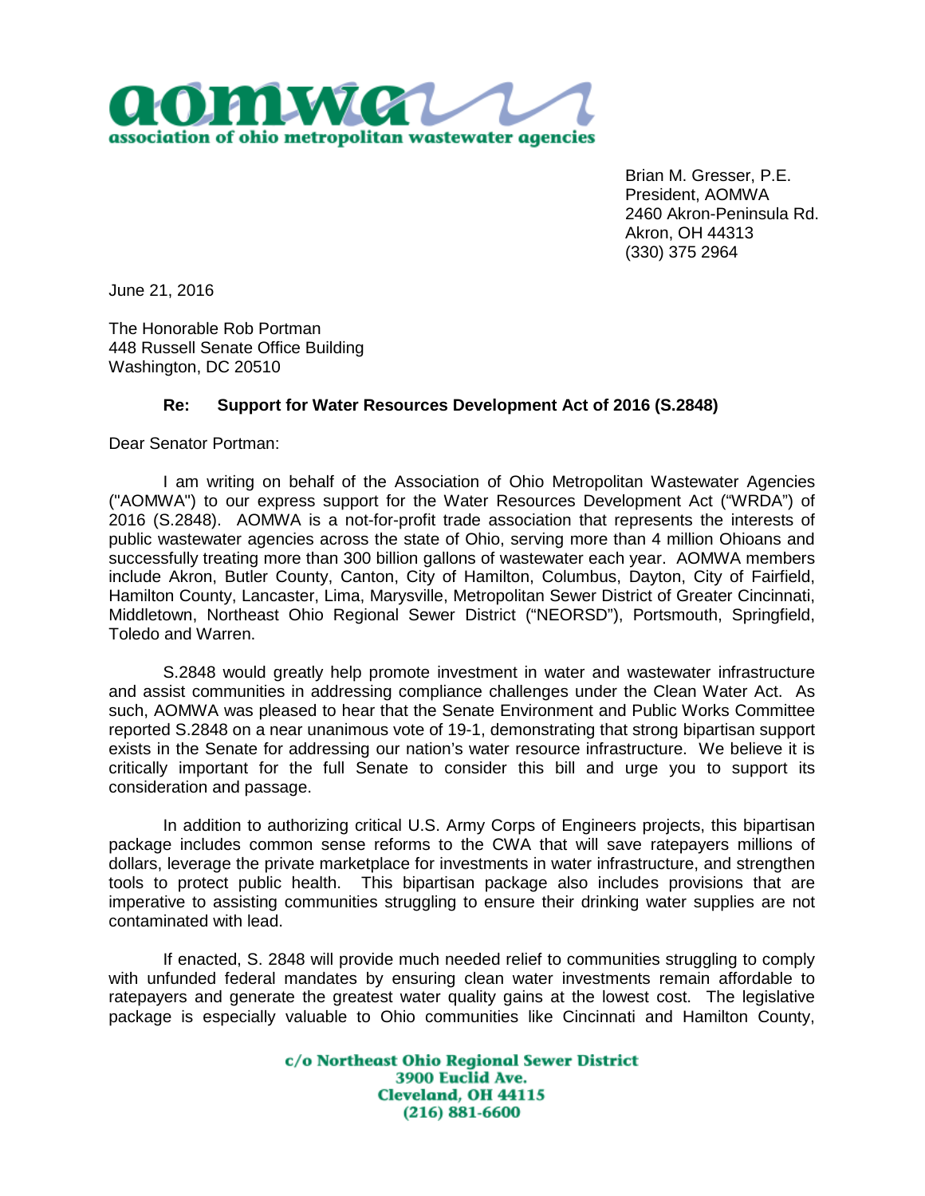**aomwa**
**association of ohio metropolitan wastewater agencies**

Brian M. Gresser, P.E.
President, AOMWA
2460 Akron-Peninsula Rd.
Akron, OH 44313
(330) 375 2964

June 21, 2016

The Honorable Rob Portman
448 Russell Senate Office Building
Washington, DC 20510

**Re: Support for Water Resources Development Act of 2016 (S.2848)**

Dear Senator Portman:

I am writing on behalf of the Association of Ohio Metropolitan Wastewater Agencies ("AOMWA") to our express support for the Water Resources Development Act ("WRDA") of 2016 (S.2848). AOMWA is a not-for-profit trade association that represents the interests of public wastewater agencies across the state of Ohio, serving more than 4 million Ohioans and successfully treating more than 300 billion gallons of wastewater each year. AOMWA members include Akron, Butler County, Canton, City of Hamilton, Columbus, Dayton, City of Fairfield, Hamilton County, Lancaster, Lima, Marysville, Metropolitan Sewer District of Greater Cincinnati, Middletown, Northeast Ohio Regional Sewer District ("NEORSD"), Portsmouth, Springfield, Toledo and Warren.

S.2848 would greatly help promote investment in water and wastewater infrastructure and assist communities in addressing compliance challenges under the Clean Water Act. As such, AOMWA was pleased to hear that the Senate Environment and Public Works Committee reported S.2848 on a near unanimous vote of 19-1, demonstrating that strong bipartisan support exists in the Senate for addressing our nation's water resource infrastructure. We believe it is critically important for the full Senate to consider this bill and urge you to support its consideration and passage.

In addition to authorizing critical U.S. Army Corps of Engineers projects, this bipartisan package includes common sense reforms to the CWA that will save ratepayers millions of dollars, leverage the private marketplace for investments in water infrastructure, and strengthen tools to protect public health. This bipartisan package also includes provisions that are imperative to assisting communities struggling to ensure their drinking water supplies are not contaminated with lead.

If enacted, S. 2848 will provide much needed relief to communities struggling to comply with unfunded federal mandates by ensuring clean water investments remain affordable to ratepayers and generate the greatest water quality gains at the lowest cost. The legislative package is especially valuable to Ohio communities like Cincinnati and Hamilton County,

**c/o Northeast Ohio Regional Sewer District**
**3900 Euclid Ave.**
**Cleveland, OH 44115**
**(216) 881-6600**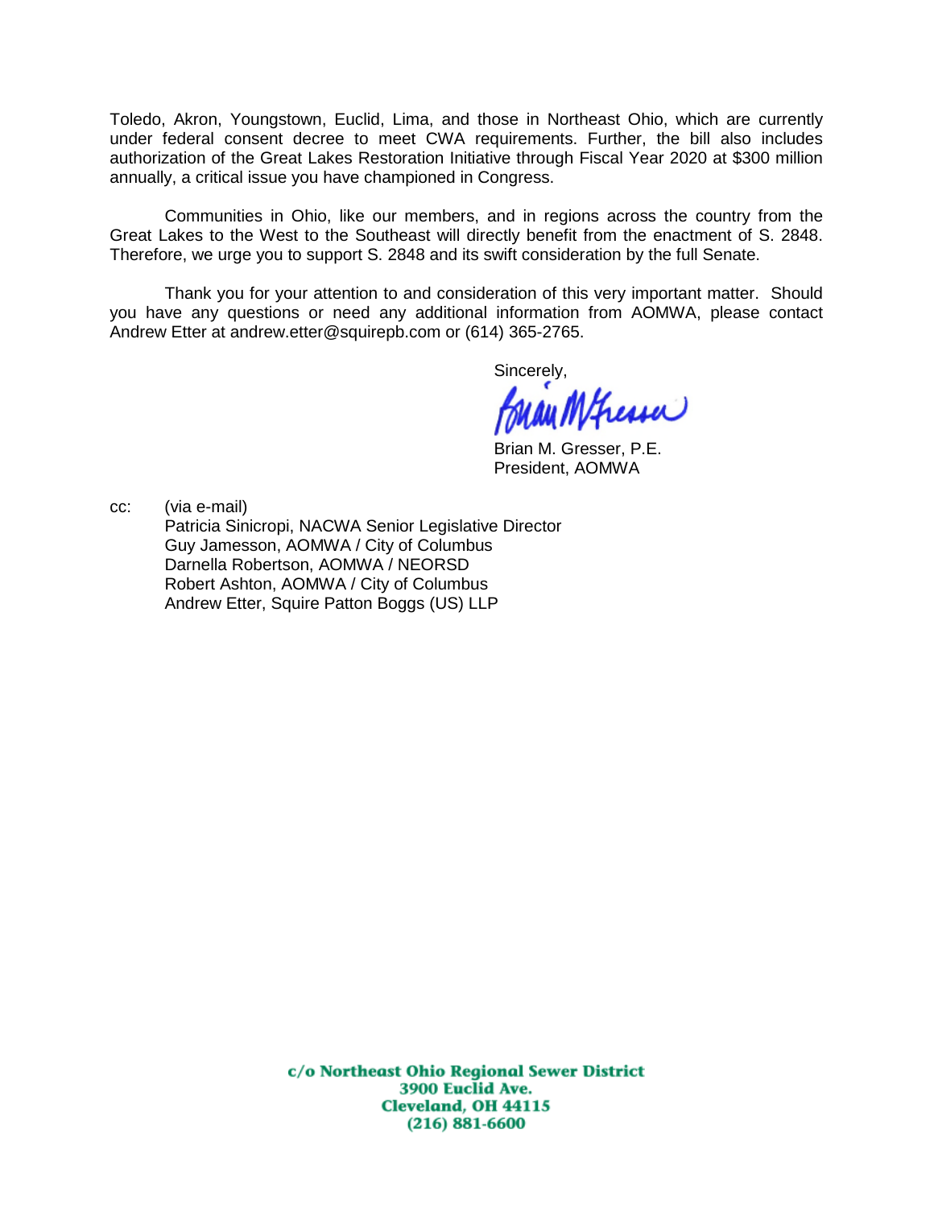Toledo, Akron, Youngstown, Euclid, Lima, and those in Northeast Ohio, which are currently under federal consent decree to meet CWA requirements. Further, the bill also includes authorization of the Great Lakes Restoration Initiative through Fiscal Year 2020 at $300 million annually, a critical issue you have championed in Congress.

Communities in Ohio, like our members, and in regions across the country from the Great Lakes to the West to the Southeast will directly benefit from the enactment of S. 2848. Therefore, we urge you to support S. 2848 and its swift consideration by the full Senate.

Thank you for your attention to and consideration of this very important matter. Should you have any questions or need any additional information from AOMWA, please contact Andrew Etter at andrew.etter@squirepb.com or (614) 365-2765.

Sincerely,

Brian M. Gresser, P.E.
President, AOMWA

cc: (via e-mail)
Patricia Sinicropi, NACWA Senior Legislative Director
Guy Jamesson, AOMWA / City of Columbus
Darnella Robertson, AOMWA / NEORSD
Robert Ashton, AOMWA / City of Columbus
Andrew Etter, Squire Patton Boggs (US) LLP

**c/o Northeast Ohio Regional Sewer District**
**3900 Euclid Ave.**
**Cleveland, OH 44115**
**(216) 881-6600**